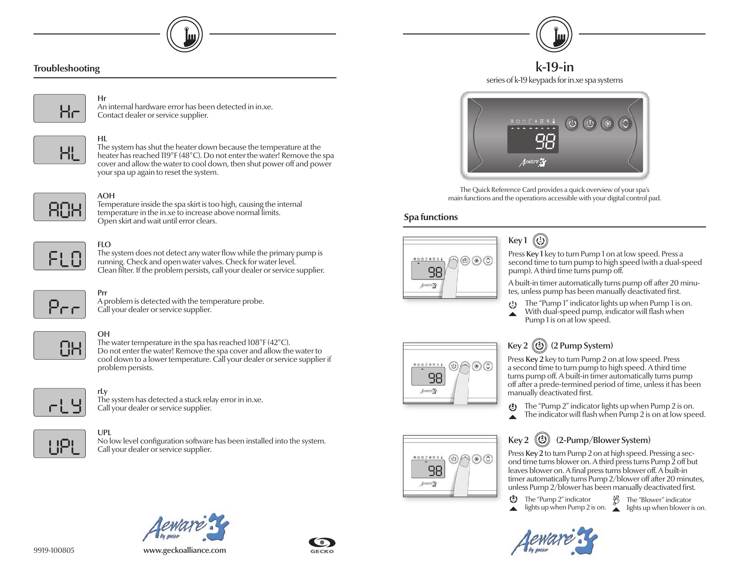## Troubleshooting

**Hr**
An internal hardware error has been detected in in.xe.
Contact dealer or service supplier.

**HL**
The system has shut the heater down because the temperature at the heater has reached 119°F (48°C). Do not enter the water! Remove the spa cover and allow the water to cool down, then shut power off and power your spa up again to reset the system.

**AOH**
Temperature inside the spa skirt is too high, causing the internal temperature in the in.xe to increase above normal limits.
Open skirt and wait until error clears.

**FLO**
The system does not detect any water flow while the primary pump is running. Check and open water valves. Check for water level.
Clean filter. If the problem persists, call your dealer or service supplier.

**Prr**
A problem is detected with the temperature probe.
Call your dealer or service supplier.

**OH**
The water temperature in the spa has reached 108°F (42°C).
Do not enter the water! Remove the spa cover and allow the water to cool down to a lower temperature. Call your dealer or service supplier if problem persists.

**rLy**
The system has detected a stuck relay error in in.xe.
Call your dealer or service supplier.

**UPL**
No low level configuration software has been installed into the system.
Call your dealer or service supplier.

9919-100805

www.geckoalliance.com

# k-19-in

series of k-19 keypads for in.xe spa systems

The Quick Reference Card provides a quick overview of your spa's main functions and the operations accessible with your digital control pad.

## Spa functions

### Key 1

Press **Key 1** key to turn Pump 1 on at low speed. Press a second time to turn pump to high speed (with a dual-speed pump). A third time turns pump off.

A built-in timer automatically turns pump off after 20 minutes, unless pump has been manually deactivated first.

The "Pump 1" indicator lights up when Pump 1 is on. With dual-speed pump, indicator will flash when Pump 1 is on at low speed.

### Key 2 (2 Pump System)

Press **Key 2** key to turn Pump 2 on at low speed. Press a second time to turn pump to high speed. A third time turns pump off. A built-in timer automatically turns pump off after a prede-termined period of time, unless it has been manually deactivated first.

The "Pump 2" indicator lights up when Pump 2 is on. The indicator will flash when Pump 2 is on at low speed.

### Key 2 (2-Pump/Blower System)

Press **Key 2** to turn Pump 2 on at high speed. Pressing a second time turns blower on. A third press turns Pump 2 off but leaves blower on. A final press turns blower off. A built-in timer automatically turns Pump 2/blower off after 20 minutes, unless Pump 2/blower has been manually deactivated first.

The "Pump 2" indicator lights up when Pump 2 is on.

The "Blower" indicator lights up when blower is on.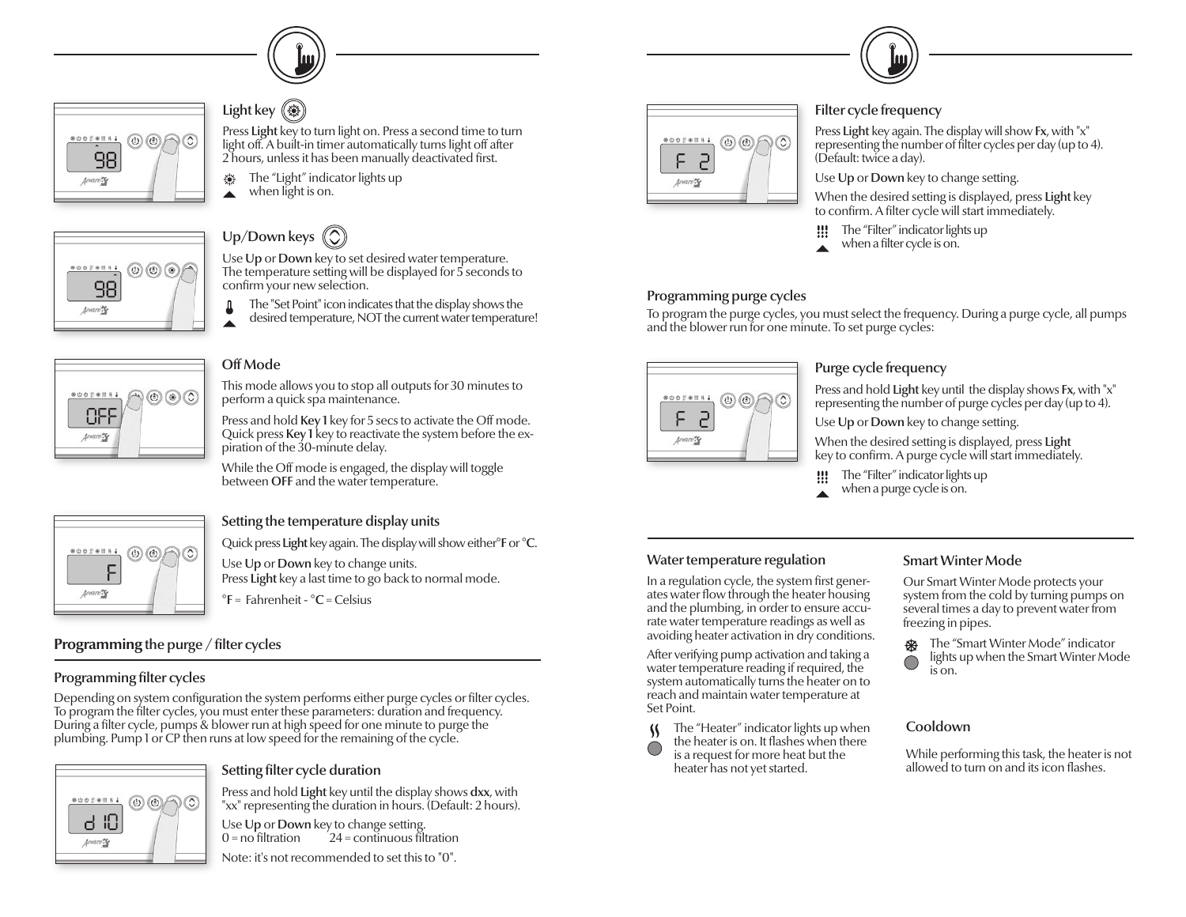### Light key

Press **Light** key to turn light on. Press a second time to turn light off. A built-in timer automatically turns light off after 2 hours, unless it has been manually deactivated first.

The "Light" indicator lights up when light is on.

### Up/Down keys

Use **Up** or **Down** key to set desired water temperature. The temperature setting will be displayed for 5 seconds to confirm your new selection.

The "Set Point" icon indicates that the display shows the desired temperature, NOT the current water temperature!

### Off Mode

This mode allows you to stop all outputs for 30 minutes to perform a quick spa maintenance.

Press and hold **Key 1** key for 5 secs to activate the Off mode. Quick press **Key 1** key to reactivate the system before the expiration of the 30-minute delay.

While the Off mode is engaged, the display will toggle between **OFF** and the water temperature.

### Setting the temperature display units

Quick press **Light** key again. The display will show either°**F** or °**C**.

Use **Up** or **Down** key to change units.
Press **Light** key a last time to go back to normal mode.

°**F** = Fahrenheit - °**C** = Celsius

## **Programming** the purge / filter cycles

### Programming filter cycles

Depending on system configuration the system performs either purge cycles or filter cycles. To program the filter cycles, you must enter these parameters: duration and frequency. During a filter cycle, pumps & blower run at high speed for one minute to purge the plumbing. Pump 1 or CP then runs at low speed for the remaining of the cycle.

### Setting filter cycle duration

Press and hold **Light** key until the display shows **dxx**, with "xx" representing the duration in hours. (Default: 2 hours).

Use **Up** or **Down** key to change setting.
0 = no filtration 24 = continuous filtration

Note: it's not recommended to set this to "0".

### Filter cycle frequency

Press **Light** key again. The display will show **Fx**, with "x" representing the number of filter cycles per day (up to 4). (Default: twice a day).

Use **Up** or **Down** key to change setting.

When the desired setting is displayed, press **Light** key to confirm. A filter cycle will start immediately.

The "Filter" indicator lights up when a filter cycle is on.

### Programming purge cycles

To program the purge cycles, you must select the frequency. During a purge cycle, all pumps and the blower run for one minute. To set purge cycles:

### Purge cycle frequency

Press and hold **Light** key until the display shows **Fx**, with "x" representing the number of purge cycles per day (up to 4).

Use **Up** or **Down** key to change setting.

When the desired setting is displayed, press **Light** key to confirm. A purge cycle will start immediately.

The "Filter" indicator lights up when a purge cycle is on.

### Water temperature regulation

In a regulation cycle, the system first generates water flow through the heater housing and the plumbing, in order to ensure accurate water temperature readings as well as avoiding heater activation in dry conditions.

After verifying pump activation and taking a water temperature reading if required, the system automatically turns the heater on to reach and maintain water temperature at Set Point.

The "Heater" indicator lights up when the heater is on. It flashes when there is a request for more heat but the heater has not yet started.

### Smart Winter Mode

Our Smart Winter Mode protects your system from the cold by turning pumps on several times a day to prevent water from freezing in pipes.

The "Smart Winter Mode" indicator lights up when the Smart Winter Mode is on.

### Cooldown

While performing this task, the heater is not allowed to turn on and its icon flashes.